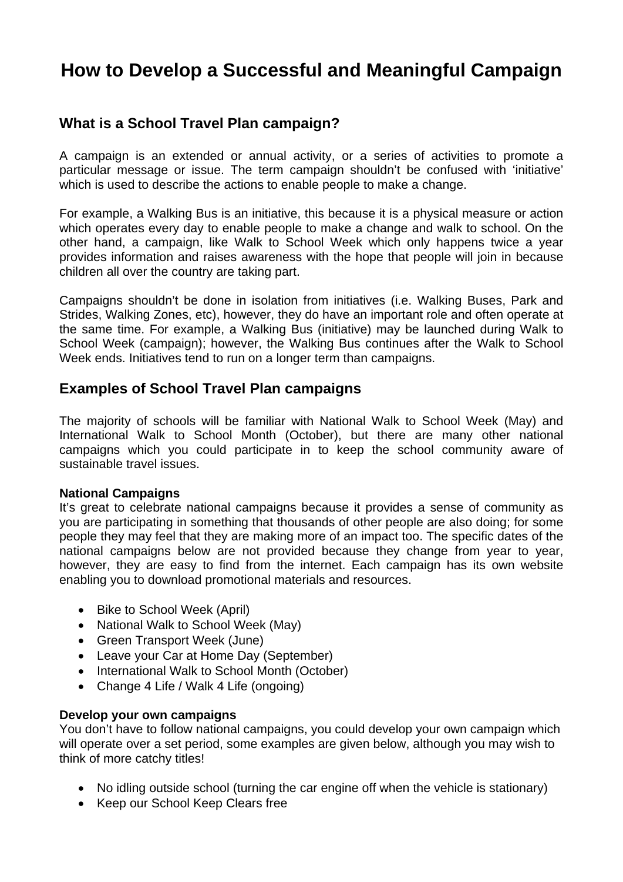# How to Develop a Successful and Meaningful Campaign

## What is a School Travel Plan campaign?

A campaign is an extended or annual activity, or a series of activities to promote a particular message or issue. The term campaign shouldn't be confused with 'initiative' which is used to describe the actions to enable people to make a change.

For example, a Walking Bus is an initiative, this because it is a physical measure or action which operates every day to enable people to make a change and walk to school. On the other hand, a campaign, like Walk to School Week which only happens twice a year provides information and raises awareness with the hope that people will join in because children all over the country are taking part.

Campaigns shouldn't be done in isolation from initiatives (i.e. Walking Buses, Park and Strides, Walking Zones, etc), however, they do have an important role and often operate at the same time. For example, a Walking Bus (initiative) may be launched during Walk to School Week (campaign); however, the Walking Bus continues after the Walk to School Week ends. Initiatives tend to run on a longer term than campaigns.

## Examples of School Travel Plan campaigns

The majority of schools will be familiar with National Walk to School Week (May) and International Walk to School Month (October), but there are many other national campaigns which you could participate in to keep the school community aware of sustainable travel issues.

**National Campaigns**

It's great to celebrate national campaigns because it provides a sense of community as you are participating in something that thousands of other people are also doing; for some people they may feel that they are making more of an impact too. The specific dates of the national campaigns below are not provided because they change from year to year, however, they are easy to find from the internet. Each campaign has its own website enabling you to download promotional materials and resources.

- Bike to School Week (April)
- National Walk to School Week (May)
- Green Transport Week (June)
- Leave your Car at Home Day (September)
- International Walk to School Month (October)
- Change 4 Life / Walk 4 Life (ongoing)

**Develop your own campaigns**

You don't have to follow national campaigns, you could develop your own campaign which will operate over a set period, some examples are given below, although you may wish to think of more catchy titles!

- No idling outside school (turning the car engine off when the vehicle is stationary)
- Keep our School Keep Clears free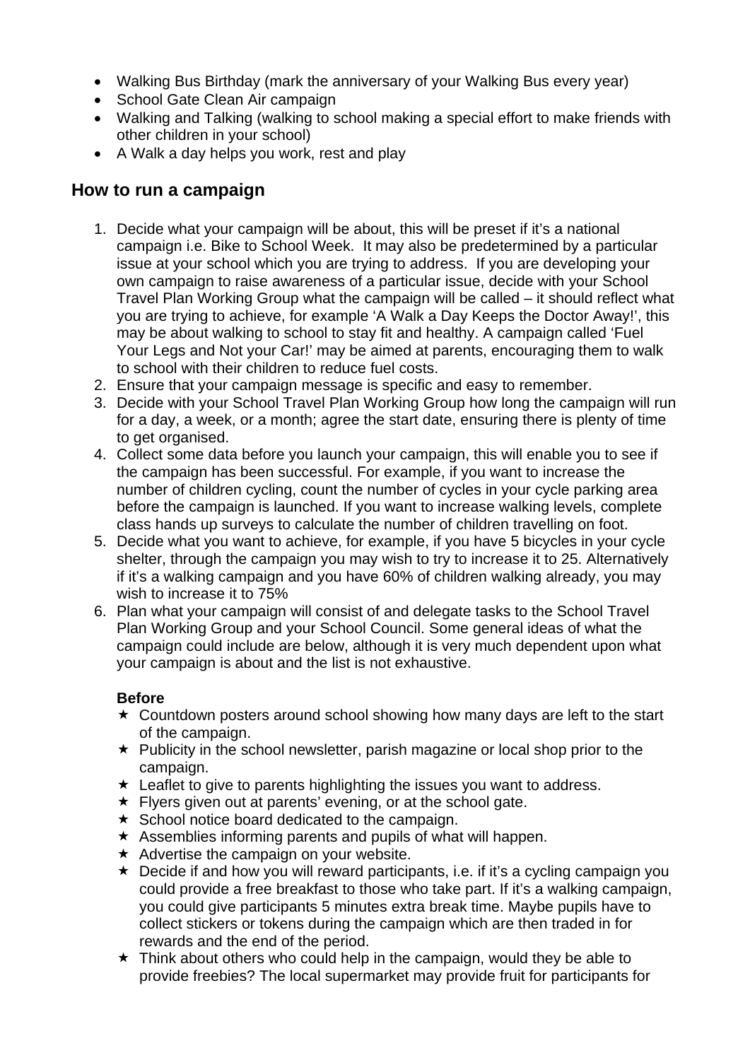- Walking Bus Birthday (mark the anniversary of your Walking Bus every year)
- School Gate Clean Air campaign
- Walking and Talking (walking to school making a special effort to make friends with other children in your school)
- A Walk a day helps you work, rest and play

## How to run a campaign

1. Decide what your campaign will be about, this will be preset if it's a national campaign i.e. Bike to School Week. It may also be predetermined by a particular issue at your school which you are trying to address. If you are developing your own campaign to raise awareness of a particular issue, decide with your School Travel Plan Working Group what the campaign will be called – it should reflect what you are trying to achieve, for example 'A Walk a Day Keeps the Doctor Away!', this may be about walking to school to stay fit and healthy. A campaign called 'Fuel Your Legs and Not your Car!' may be aimed at parents, encouraging them to walk to school with their children to reduce fuel costs.
2. Ensure that your campaign message is specific and easy to remember.
3. Decide with your School Travel Plan Working Group how long the campaign will run for a day, a week, or a month; agree the start date, ensuring there is plenty of time to get organised.
4. Collect some data before you launch your campaign, this will enable you to see if the campaign has been successful. For example, if you want to increase the number of children cycling, count the number of cycles in your cycle parking area before the campaign is launched. If you want to increase walking levels, complete class hands up surveys to calculate the number of children travelling on foot.
5. Decide what you want to achieve, for example, if you have 5 bicycles in your cycle shelter, through the campaign you may wish to try to increase it to 25. Alternatively if it's a walking campaign and you have 60% of children walking already, you may wish to increase it to 75%
6. Plan what your campaign will consist of and delegate tasks to the School Travel Plan Working Group and your School Council. Some general ideas of what the campaign could include are below, although it is very much dependent upon what your campaign is about and the list is not exhaustive.

   **Before**

   - Countdown posters around school showing how many days are left to the start of the campaign.
   - Publicity in the school newsletter, parish magazine or local shop prior to the campaign.
   - Leaflet to give to parents highlighting the issues you want to address.
   - Flyers given out at parents' evening, or at the school gate.
   - School notice board dedicated to the campaign.
   - Assemblies informing parents and pupils of what will happen.
   - Advertise the campaign on your website.
   - Decide if and how you will reward participants, i.e. if it's a cycling campaign you could provide a free breakfast to those who take part. If it's a walking campaign, you could give participants 5 minutes extra break time. Maybe pupils have to collect stickers or tokens during the campaign which are then traded in for rewards and the end of the period.
   - Think about others who could help in the campaign, would they be able to provide freebies? The local supermarket may provide fruit for participants for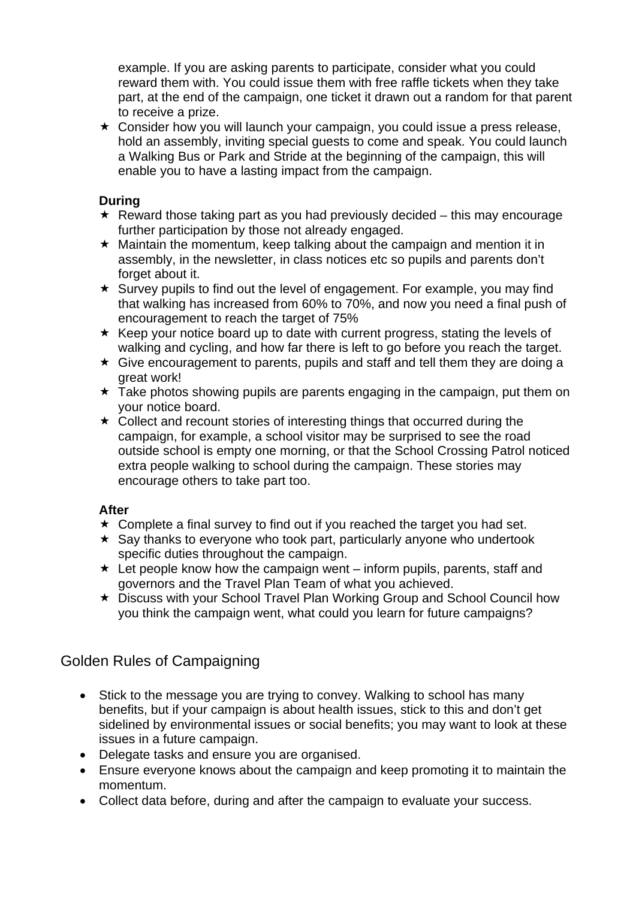example. If you are asking parents to participate, consider what you could reward them with. You could issue them with free raffle tickets when they take part, at the end of the campaign, one ticket it drawn out a random for that parent to receive a prize.

- Consider how you will launch your campaign, you could issue a press release, hold an assembly, inviting special guests to come and speak. You could launch a Walking Bus or Park and Stride at the beginning of the campaign, this will enable you to have a lasting impact from the campaign.

**During**

- Reward those taking part as you had previously decided – this may encourage further participation by those not already engaged.
- Maintain the momentum, keep talking about the campaign and mention it in assembly, in the newsletter, in class notices etc so pupils and parents don't forget about it.
- Survey pupils to find out the level of engagement. For example, you may find that walking has increased from 60% to 70%, and now you need a final push of encouragement to reach the target of 75%
- Keep your notice board up to date with current progress, stating the levels of walking and cycling, and how far there is left to go before you reach the target.
- Give encouragement to parents, pupils and staff and tell them they are doing a great work!
- Take photos showing pupils are parents engaging in the campaign, put them on your notice board.
- Collect and recount stories of interesting things that occurred during the campaign, for example, a school visitor may be surprised to see the road outside school is empty one morning, or that the School Crossing Patrol noticed extra people walking to school during the campaign. These stories may encourage others to take part too.

**After**

- Complete a final survey to find out if you reached the target you had set.
- Say thanks to everyone who took part, particularly anyone who undertook specific duties throughout the campaign.
- Let people know how the campaign went – inform pupils, parents, staff and governors and the Travel Plan Team of what you achieved.
- Discuss with your School Travel Plan Working Group and School Council how you think the campaign went, what could you learn for future campaigns?

## Golden Rules of Campaigning

- Stick to the message you are trying to convey. Walking to school has many benefits, but if your campaign is about health issues, stick to this and don't get sidelined by environmental issues or social benefits; you may want to look at these issues in a future campaign.
- Delegate tasks and ensure you are organised.
- Ensure everyone knows about the campaign and keep promoting it to maintain the momentum.
- Collect data before, during and after the campaign to evaluate your success.